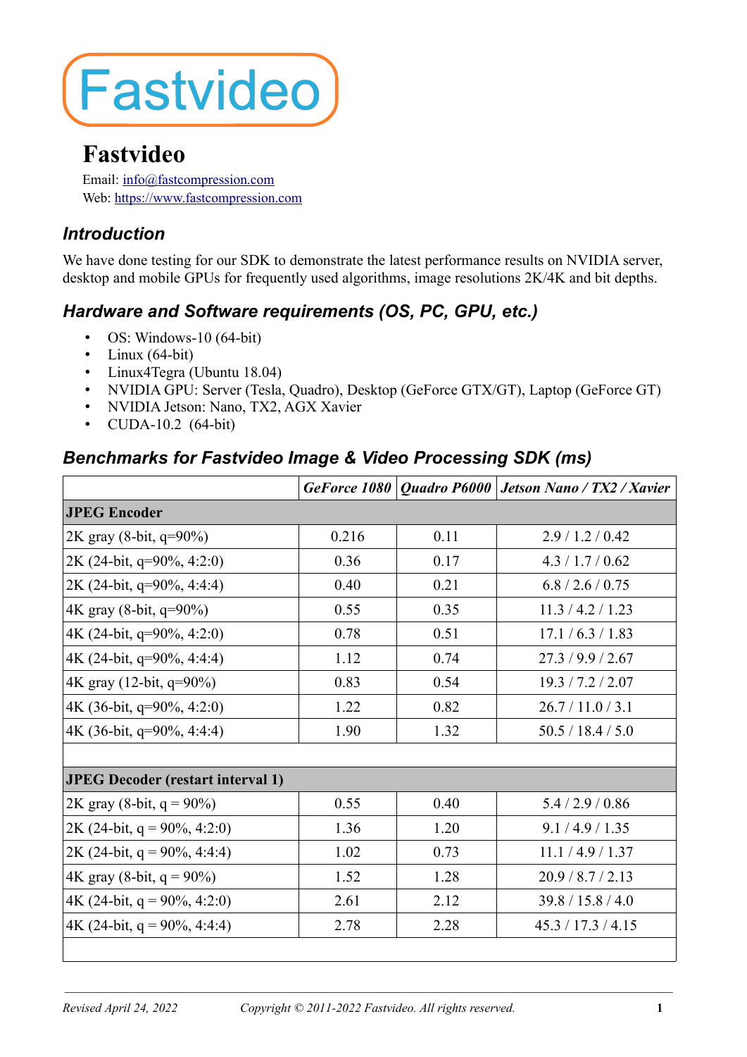# Fastvideo

Email: info@fastcompression.com
Web: https://www.fastcompression.com

## Introduction

We have done testing for our SDK to demonstrate the latest performance results on NVIDIA server, desktop and mobile GPUs for frequently used algorithms, image resolutions 2K/4K and bit depths.

## Hardware and Software requirements (OS, PC, GPU, etc.)

- OS: Windows-10 (64-bit)
- Linux (64-bit)
- Linux4Tegra (Ubuntu 18.04)
- NVIDIA GPU: Server (Tesla, Quadro), Desktop (GeForce GTX/GT), Laptop (GeForce GT)
- NVIDIA Jetson: Nano, TX2, AGX Xavier
- CUDA-10.2 (64-bit)

## Benchmarks for Fastvideo Image & Video Processing SDK (ms)

| | *GeForce 1080* | *Quadro P6000* | *Jetson Nano / TX2 / Xavier* |
|---|---|---|---|
| **JPEG Encoder** | | | |
| 2K gray (8-bit, q=90%) | 0.216 | 0.11 | 2.9 / 1.2 / 0.42 |
| 2K (24-bit, q=90%, 4:2:0) | 0.36 | 0.17 | 4.3 / 1.7 / 0.62 |
| 2K (24-bit, q=90%, 4:4:4) | 0.40 | 0.21 | 6.8 / 2.6 / 0.75 |
| 4K gray (8-bit, q=90%) | 0.55 | 0.35 | 11.3 / 4.2 / 1.23 |
| 4K (24-bit, q=90%, 4:2:0) | 0.78 | 0.51 | 17.1 / 6.3 / 1.83 |
| 4K (24-bit, q=90%, 4:4:4) | 1.12 | 0.74 | 27.3 / 9.9 / 2.67 |
| 4K gray (12-bit, q=90%) | 0.83 | 0.54 | 19.3 / 7.2 / 2.07 |
| 4K (36-bit, q=90%, 4:2:0) | 1.22 | 0.82 | 26.7 / 11.0 / 3.1 |
| 4K (36-bit, q=90%, 4:4:4) | 1.90 | 1.32 | 50.5 / 18.4 / 5.0 |
| | | | |
| **JPEG Decoder (restart interval 1)** | | | |
| 2K gray (8-bit, q = 90%) | 0.55 | 0.40 | 5.4 / 2.9 / 0.86 |
| 2K (24-bit, q = 90%, 4:2:0) | 1.36 | 1.20 | 9.1 / 4.9 / 1.35 |
| 2K (24-bit, q = 90%, 4:4:4) | 1.02 | 0.73 | 11.1 / 4.9 / 1.37 |
| 4K gray (8-bit, q = 90%) | 1.52 | 1.28 | 20.9 / 8.7 / 2.13 |
| 4K (24-bit, q = 90%, 4:2:0) | 2.61 | 2.12 | 39.8 / 15.8 / 4.0 |
| 4K (24-bit, q = 90%, 4:4:4) | 2.78 | 2.28 | 45.3 / 17.3 / 4.15 |
| | | | |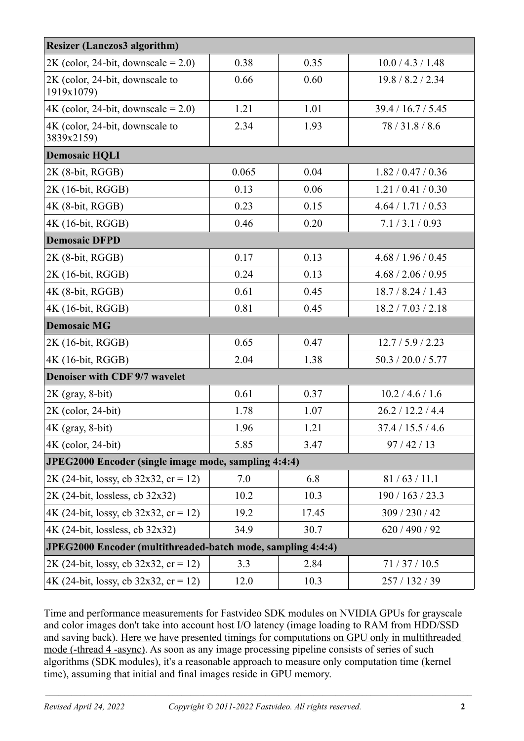| **Resizer (Lanczos3 algorithm)** | | | |
|---|---|---|---|
| 2K (color, 24-bit, downscale = 2.0) | 0.38 | 0.35 | 10.0 / 4.3 / 1.48 |
| 2K (color, 24-bit, downscale to 1919x1079) | 0.66 | 0.60 | 19.8 / 8.2 / 2.34 |
| 4K (color, 24-bit, downscale = 2.0) | 1.21 | 1.01 | 39.4 / 16.7 / 5.45 |
| 4K (color, 24-bit, downscale to 3839x2159) | 2.34 | 1.93 | 78 / 31.8 / 8.6 |
| **Demosaic HQLI** | | | |
| 2K (8-bit, RGGB) | 0.065 | 0.04 | 1.82 / 0.47 / 0.36 |
| 2K (16-bit, RGGB) | 0.13 | 0.06 | 1.21 / 0.41 / 0.30 |
| 4K (8-bit, RGGB) | 0.23 | 0.15 | 4.64 / 1.71 / 0.53 |
| 4K (16-bit, RGGB) | 0.46 | 0.20 | 7.1 / 3.1 / 0.93 |
| **Demosaic DFPD** | | | |
| 2K (8-bit, RGGB) | 0.17 | 0.13 | 4.68 / 1.96 / 0.45 |
| 2K (16-bit, RGGB) | 0.24 | 0.13 | 4.68 / 2.06 / 0.95 |
| 4K (8-bit, RGGB) | 0.61 | 0.45 | 18.7 / 8.24 / 1.43 |
| 4K (16-bit, RGGB) | 0.81 | 0.45 | 18.2 / 7.03 / 2.18 |
| **Demosaic MG** | | | |
| 2K (16-bit, RGGB) | 0.65 | 0.47 | 12.7 / 5.9 / 2.23 |
| 4K (16-bit, RGGB) | 2.04 | 1.38 | 50.3 / 20.0 / 5.77 |
| **Denoiser with CDF 9/7 wavelet** | | | |
| 2K (gray, 8-bit) | 0.61 | 0.37 | 10.2 / 4.6 / 1.6 |
| 2K (color, 24-bit) | 1.78 | 1.07 | 26.2 / 12.2 / 4.4 |
| 4K (gray, 8-bit) | 1.96 | 1.21 | 37.4 / 15.5 / 4.6 |
| 4K (color, 24-bit) | 5.85 | 3.47 | 97 / 42 / 13 |
| **JPEG2000 Encoder (single image mode, sampling 4:4:4)** | | | |
| 2K (24-bit, lossy, cb 32x32, cr = 12) | 7.0 | 6.8 | 81 / 63 / 11.1 |
| 2K (24-bit, lossless, cb 32x32) | 10.2 | 10.3 | 190 / 163 / 23.3 |
| 4K (24-bit, lossy, cb 32x32, cr = 12) | 19.2 | 17.45 | 309 / 230 / 42 |
| 4K (24-bit, lossless, cb 32x32) | 34.9 | 30.7 | 620 / 490 / 92 |
| **JPEG2000 Encoder (multithreaded-batch mode, sampling 4:4:4)** | | | |
| 2K (24-bit, lossy, cb 32x32, cr = 12) | 3.3 | 2.84 | 71 / 37 / 10.5 |
| 4K (24-bit, lossy, cb 32x32, cr = 12) | 12.0 | 10.3 | 257 / 132 / 39 |

Time and performance measurements for Fastvideo SDK modules on NVIDIA GPUs for grayscale and color images don't take into account host I/O latency (image loading to RAM from HDD/SSD and saving back). Here we have presented timings for computations on GPU only in multithreaded mode (-thread 4 -async). As soon as any image processing pipeline consists of series of such algorithms (SDK modules), it's a reasonable approach to measure only computation time (kernel time), assuming that initial and final images reside in GPU memory.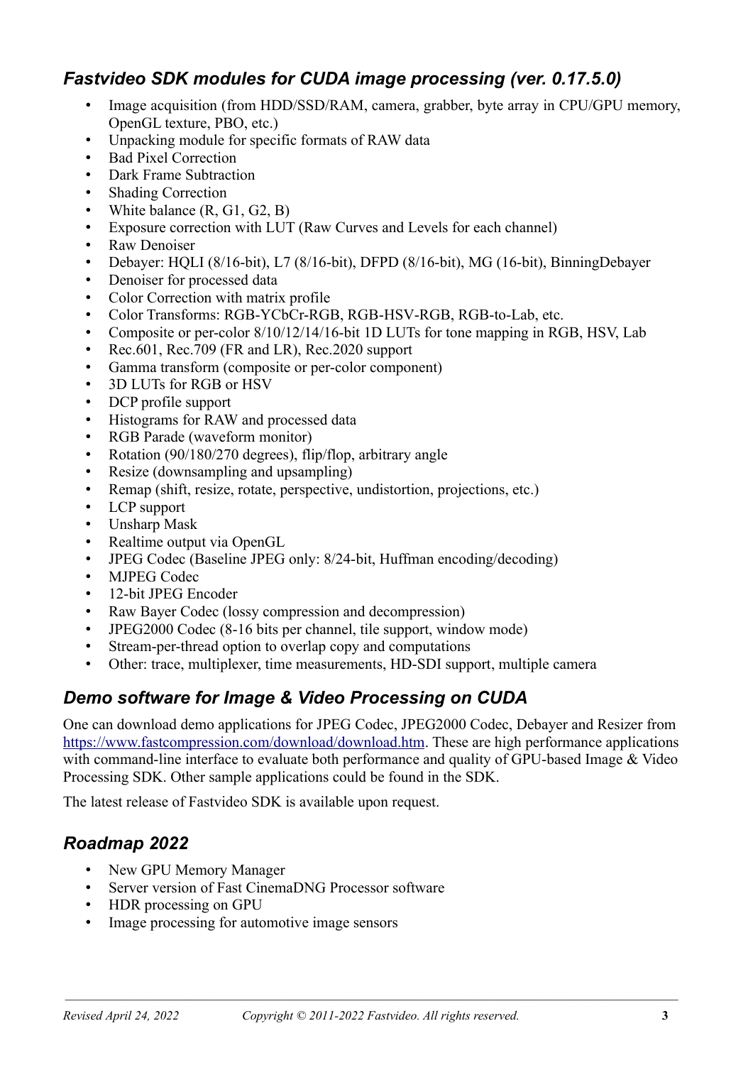## *Fastvideo SDK modules for CUDA image processing (ver. 0.17.5.0)*

- Image acquisition (from HDD/SSD/RAM, camera, grabber, byte array in CPU/GPU memory, OpenGL texture, PBO, etc.)
- Unpacking module for specific formats of RAW data
- Bad Pixel Correction
- Dark Frame Subtraction
- Shading Correction
- White balance (R, G1, G2, B)
- Exposure correction with LUT (Raw Curves and Levels for each channel)
- Raw Denoiser
- Debayer: HQLI (8/16-bit), L7 (8/16-bit), DFPD (8/16-bit), MG (16-bit), BinningDebayer
- Denoiser for processed data
- Color Correction with matrix profile
- Color Transforms: RGB-YCbCr-RGB, RGB-HSV-RGB, RGB-to-Lab, etc.
- Composite or per-color 8/10/12/14/16-bit 1D LUTs for tone mapping in RGB, HSV, Lab
- Rec.601, Rec.709 (FR and LR), Rec.2020 support
- Gamma transform (composite or per-color component)
- 3D LUTs for RGB or HSV
- DCP profile support
- Histograms for RAW and processed data
- RGB Parade (waveform monitor)
- Rotation (90/180/270 degrees), flip/flop, arbitrary angle
- Resize (downsampling and upsampling)
- Remap (shift, resize, rotate, perspective, undistortion, projections, etc.)
- LCP support
- Unsharp Mask
- Realtime output via OpenGL
- JPEG Codec (Baseline JPEG only: 8/24-bit, Huffman encoding/decoding)
- MJPEG Codec
- 12-bit JPEG Encoder
- Raw Bayer Codec (lossy compression and decompression)
- JPEG2000 Codec (8-16 bits per channel, tile support, window mode)
- Stream-per-thread option to overlap copy and computations
- Other: trace, multiplexer, time measurements, HD-SDI support, multiple camera

## *Demo software for Image & Video Processing on CUDA*

One can download demo applications for JPEG Codec, JPEG2000 Codec, Debayer and Resizer from https://www.fastcompression.com/download/download.htm. These are high performance applications with command-line interface to evaluate both performance and quality of GPU-based Image & Video Processing SDK. Other sample applications could be found in the SDK.

The latest release of Fastvideo SDK is available upon request.

## *Roadmap 2022*

- New GPU Memory Manager
- Server version of Fast CinemaDNG Processor software
- HDR processing on GPU
- Image processing for automotive image sensors